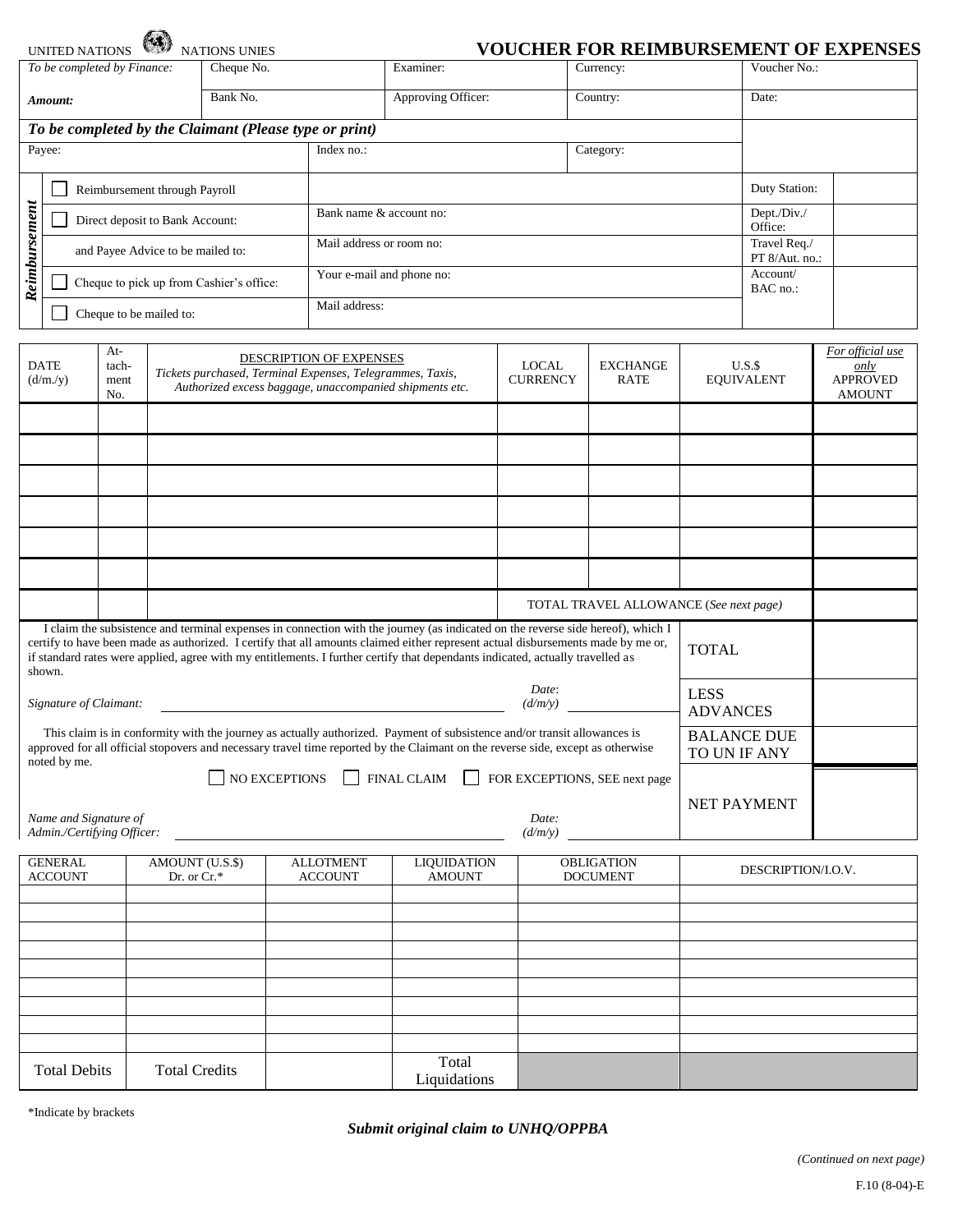UNITED NATIONS NATIONS UNIES

# VOUCHER FOR REIMBURSEMENT OF EXPENSES

| *To be completed by Finance:* | Cheque No. | Examiner: | Currency: | Voucher No.: |
|---|---|---|---|---|
| ***Amount:*** | Bank No. | Approving Officer: | Country: | Date: |

***To be completed by the Claimant (Please type or print)***

| Payee: | Index no.: | Category: |
|---|---|---|

| ***Reimbursement*** | | | |
|---|---|---|---|
| ☐ Reimbursement through Payroll | | Duty Station: | |
| ☐ Direct deposit to Bank Account: | Bank name & account no: | Dept./Div./ Office: | |
| and Payee Advice to be mailed to: | Mail address or room no: | Travel Req./ PT 8/Aut. no.: | |
| ☐ Cheque to pick up from Cashier's office: | Your e-mail and phone no: | Account/ BAC no.: | |
| ☐ Cheque to be mailed to: | Mail address: | | |

| DATE (d/m./y) | Attachment No. | DESCRIPTION OF EXPENSES *Tickets purchased, Terminal Expenses, Telegrammes, Taxis, Authorized excess baggage, unaccompanied shipments etc.* | LOCAL CURRENCY | EXCHANGE RATE | U.S.$ EQUIVALENT | *For official use only* APPROVED AMOUNT |
|---|---|---|---|---|---|---|
| | | | | | | |
| | | | | | | |
| | | | | | | |
| | | | | | | |
| | | | | | | |
| | | | | | | |
| | | | TOTAL TRAVEL ALLOWANCE (*See next page*) | | | |

I claim the subsistence and terminal expenses in connection with the journey (as indicated on the reverse side hereof), which I certify to have been made as authorized. I certify that all amounts claimed either represent actual disbursements made by me or, if standard rates were applied, agree with my entitlements. I further certify that dependants indicated, actually travelled as shown.

*Signature of Claimant:* ______________________ *Date: (d/m/y)* __________

This claim is in conformity with the journey as actually authorized. Payment of subsistence and/or transit allowances is approved for all official stopovers and necessary travel time reported by the Claimant on the reverse side, except as otherwise noted by me.

☐ NO EXCEPTIONS ☐ FINAL CLAIM ☐ FOR EXCEPTIONS, SEE next page

*Name and Signature of Admin./Certifying Officer:* ______________________ *Date: (d/m/y)* __________

| | |
|---|---|
| TOTAL | |
| LESS ADVANCES | |
| BALANCE DUE TO UN IF ANY | |
| NET PAYMENT | |

| GENERAL ACCOUNT | AMOUNT (U.S.$) Dr. or Cr.* | ALLOTMENT ACCOUNT | LIQUIDATION AMOUNT | OBLIGATION DOCUMENT | DESCRIPTION/I.O.V. |
|---|---|---|---|---|---|
| | | | | | |
| | | | | | |
| | | | | | |
| | | | | | |
| | | | | | |
| | | | | | |
| | | | | | |
| | | | | | |
| | | | | | |
| Total Debits | Total Credits | | Total Liquidations | | |

*Indicate by brackets

***Submit original claim to UNHQ/OPPBA***

*(Continued on next page)*

F.10 (8-04)-E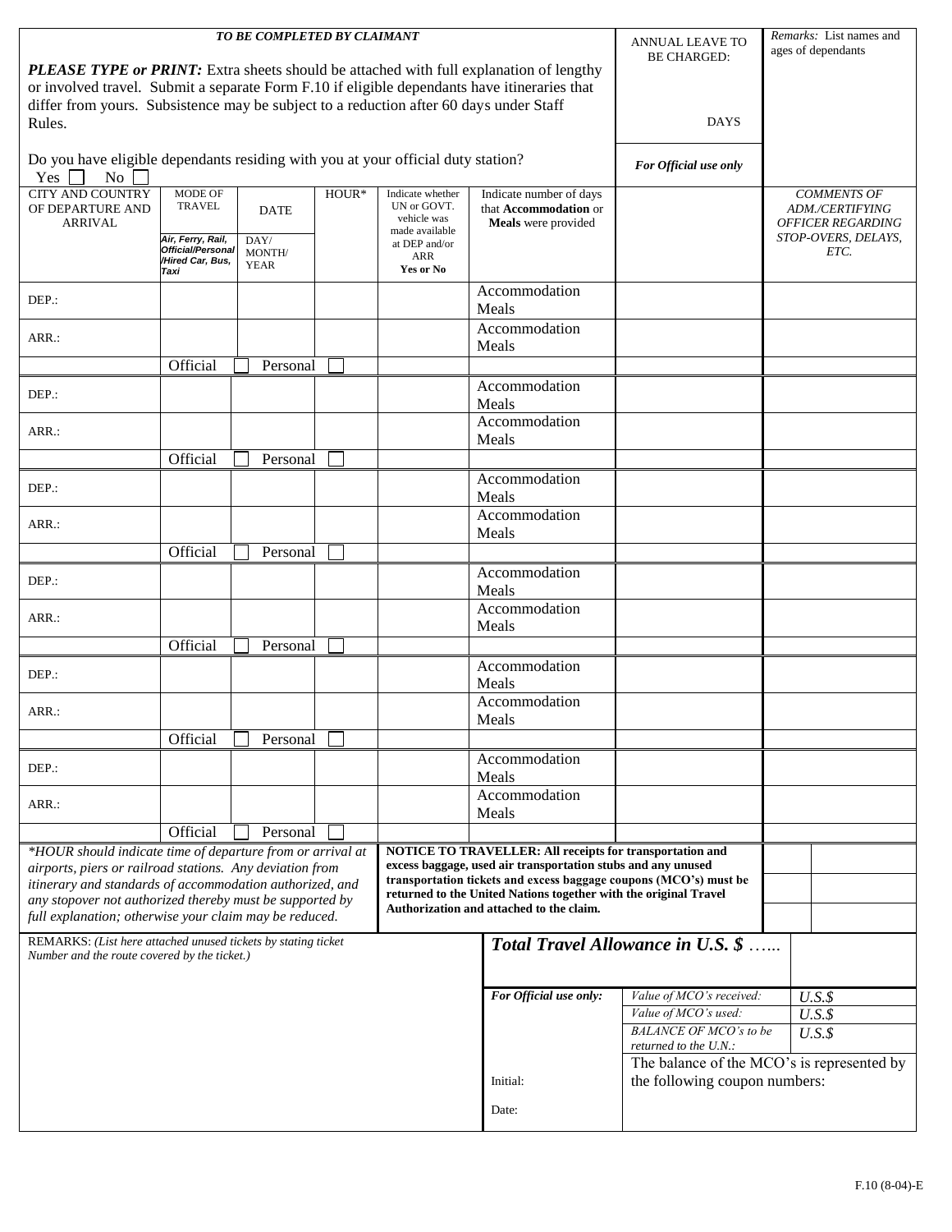***TO BE COMPLETED BY CLAIMANT***

***PLEASE TYPE or PRINT:*** Extra sheets should be attached with full explanation of lengthy or involved travel. Submit a separate Form F.10 if eligible dependants have itineraries that differ from yours. Subsistence may be subject to a reduction after 60 days under Staff Rules.

Do you have eligible dependants residing with you at your official duty station?

Yes ☐ No ☐

ANNUAL LEAVE TO BE CHARGED: DAYS

***For Official use only***

*Remarks:* List names and ages of dependants

| CITY AND COUNTRY OF DEPARTURE AND ARRIVAL | MODE OF TRAVEL *Air, Ferry, Rail, Official/Personal /Hired Car, Bus, Taxi* | DATE DAY/ MONTH/ YEAR | HOUR* | Indicate whether UN or GOVT. vehicle was made available at DEP and/or ARR **Yes or No** | Indicate number of days that **Accommodation** or **Meals** were provided | | *COMMENTS OF ADM./CERTIFYING OFFICER REGARDING STOP-OVERS, DELAYS, ETC.* |
|---|---|---|---|---|---|---|---|
| DEP.: | | | | | Accommodation Meals | | |
| ARR.: | | | | | Accommodation Meals | | |
| | Official ☐ | Personal ☐ | | | | | |
| DEP.: | | | | | Accommodation Meals | | |
| ARR.: | | | | | Accommodation Meals | | |
| | Official ☐ | Personal ☐ | | | | | |
| DEP.: | | | | | Accommodation Meals | | |
| ARR.: | | | | | Accommodation Meals | | |
| | Official ☐ | Personal ☐ | | | | | |
| DEP.: | | | | | Accommodation Meals | | |
| ARR.: | | | | | Accommodation Meals | | |
| | Official ☐ | Personal ☐ | | | | | |
| DEP.: | | | | | Accommodation Meals | | |
| ARR.: | | | | | Accommodation Meals | | |
| | Official ☐ | Personal ☐ | | | | | |
| DEP.: | | | | | Accommodation Meals | | |
| ARR.: | | | | | Accommodation Meals | | |
| | Official ☐ | Personal ☐ | | | | | |

**HOUR should indicate time of departure from or arrival at airports, piers or railroad stations. Any deviation from itinerary and standards of accommodation authorized, and any stopover not authorized thereby must be supported by full explanation; otherwise your claim may be reduced.*

**NOTICE TO TRAVELLER: All receipts for transportation and excess baggage, used air transportation stubs and any unused transportation tickets and excess baggage coupons (MCO's) must be returned to the United Nations together with the original Travel Authorization and attached to the claim.**

REMARKS: *(List here attached unused tickets by stating ticket Number and the route covered by the ticket.)*

***Total Travel Allowance in U.S. $*** …...

| ***For Official use only:*** | *Value of MCO's received:* | *U.S.$* |
|---|---|---|
| | *Value of MCO's used:* | *U.S.$* |
| | *BALANCE OF MCO's to be returned to the U.N.:* | *U.S.$* |
| Initial: | The balance of the MCO's is represented by the following coupon numbers: | |
| Date: | | |

F.10 (8-04)-E